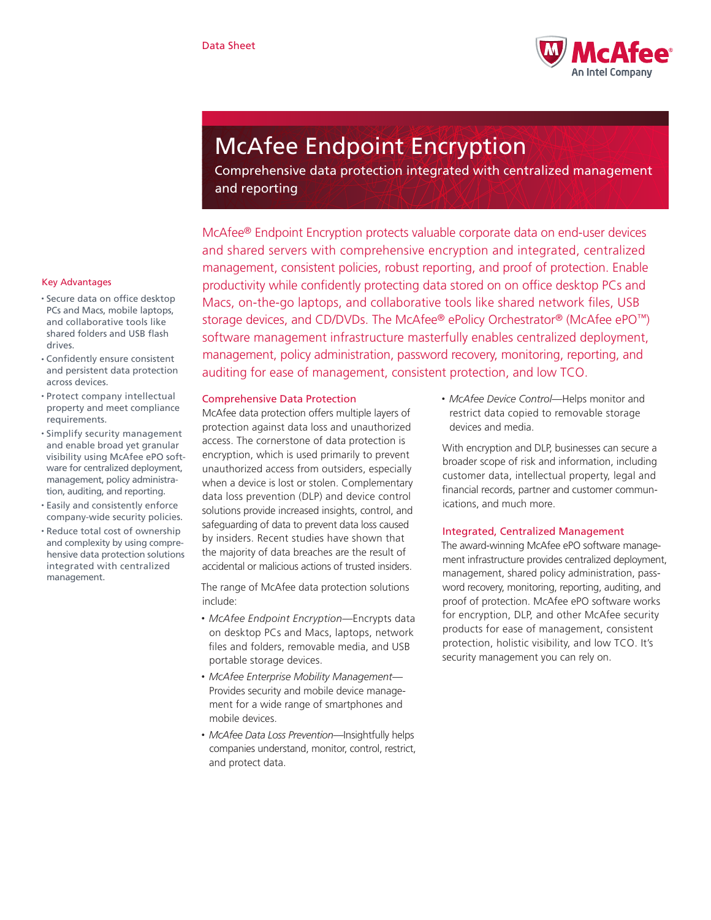Data Sheet

# McAfee Endpoint Encryption

Comprehensive data protection integrated with centralized management and reporting

McAfee® Endpoint Encryption protects valuable corporate data on end-user devices and shared servers with comprehensive encryption and integrated, centralized management, consistent policies, robust reporting, and proof of protection. Enable productivity while confidently protecting data stored on on office desktop PCs and Macs, on-the-go laptops, and collaborative tools like shared network files, USB storage devices, and CD/DVDs. The McAfee® ePolicy Orchestrator® (McAfee ePO™) software management infrastructure masterfully enables centralized deployment, management, policy administration, password recovery, monitoring, reporting, and auditing for ease of management, consistent protection, and low TCO.

### Key Advantages

- Secure data on office desktop PCs and Macs, mobile laptops, and collaborative tools like shared folders and USB flash drives.
- Confidently ensure consistent and persistent data protection across devices.
- Protect company intellectual property and meet compliance requirements.
- Simplify security management and enable broad yet granular visibility using McAfee ePO software for centralized deployment, management, policy administration, auditing, and reporting.
- Easily and consistently enforce company-wide security policies.
- Reduce total cost of ownership and complexity by using comprehensive data protection solutions integrated with centralized management.

## Comprehensive Data Protection

McAfee data protection offers multiple layers of protection against data loss and unauthorized access. The cornerstone of data protection is encryption, which is used primarily to prevent unauthorized access from outsiders, especially when a device is lost or stolen. Complementary data loss prevention (DLP) and device control solutions provide increased insights, control, and safeguarding of data to prevent data loss caused by insiders. Recent studies have shown that the majority of data breaches are the result of accidental or malicious actions of trusted insiders.

The range of McAfee data protection solutions include:

- *McAfee Endpoint Encryption*—Encrypts data on desktop PCs and Macs, laptops, network files and folders, removable media, and USB portable storage devices.
- *McAfee Enterprise Mobility Management*—Provides security and mobile device management for a wide range of smartphones and mobile devices.
- *McAfee Data Loss Prevention*—Insightfully helps companies understand, monitor, control, restrict, and protect data.
- *McAfee Device Control*—Helps monitor and restrict data copied to removable storage devices and media.

With encryption and DLP, businesses can secure a broader scope of risk and information, including customer data, intellectual property, legal and financial records, partner and customer communications, and much more.

## Integrated, Centralized Management

The award-winning McAfee ePO software management infrastructure provides centralized deployment, management, shared policy administration, password recovery, monitoring, reporting, auditing, and proof of protection. McAfee ePO software works for encryption, DLP, and other McAfee security products for ease of management, consistent protection, holistic visibility, and low TCO. It's security management you can rely on.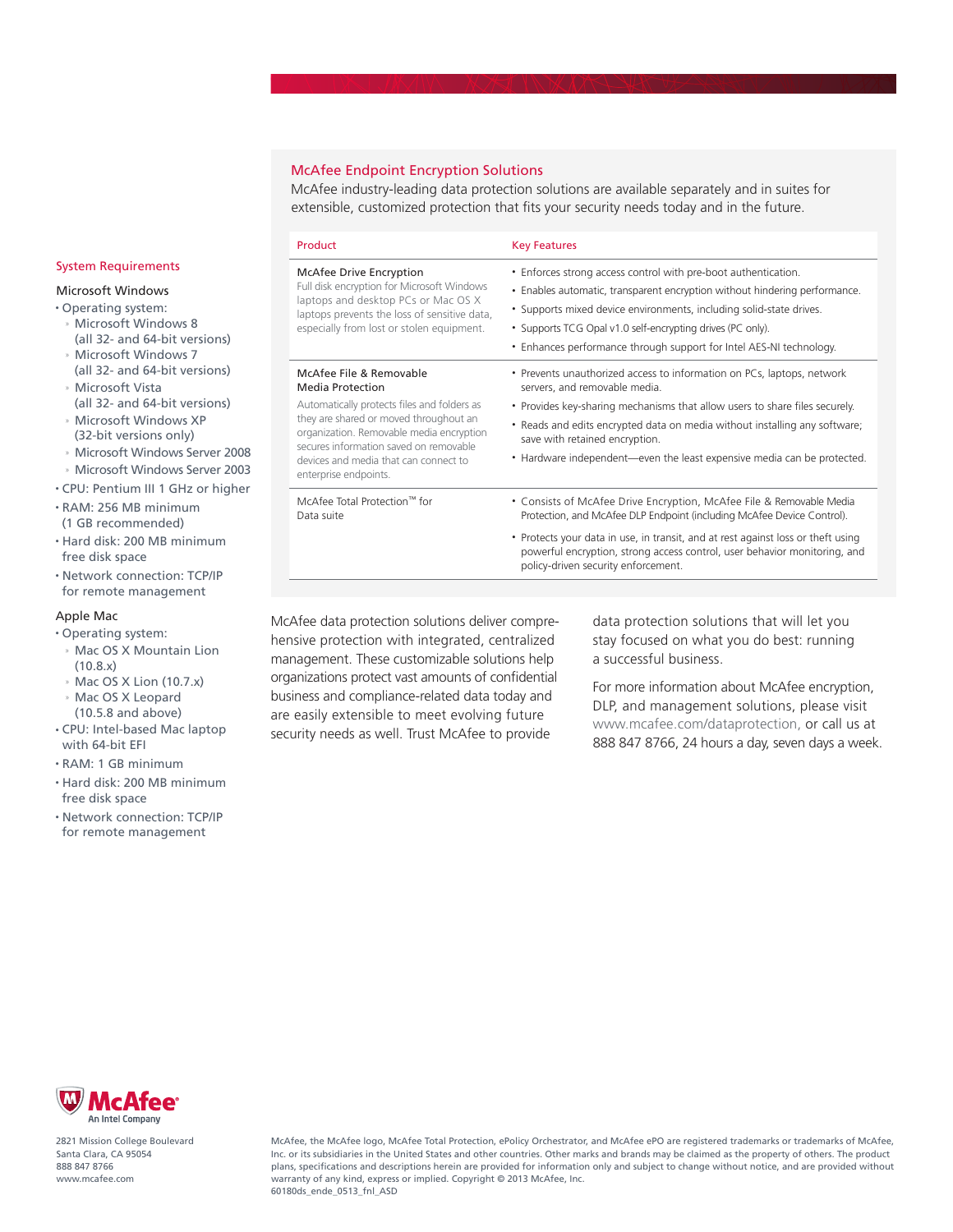## System Requirements

### Microsoft Windows

- Operating system:
  - Microsoft Windows 8 (all 32- and 64-bit versions)
  - Microsoft Windows 7 (all 32- and 64-bit versions)
  - Microsoft Vista (all 32- and 64-bit versions)
  - Microsoft Windows XP (32-bit versions only)
  - Microsoft Windows Server 2008
  - Microsoft Windows Server 2003
- CPU: Pentium III 1 GHz or higher
- RAM: 256 MB minimum (1 GB recommended)
- Hard disk: 200 MB minimum free disk space
- Network connection: TCP/IP for remote management

### Apple Mac

- Operating system:
  - Mac OS X Mountain Lion (10.8.x)
  - Mac OS X Lion (10.7.x)
  - Mac OS X Leopard (10.5.8 and above)
- CPU: Intel-based Mac laptop with 64-bit EFI
- RAM: 1 GB minimum
- Hard disk: 200 MB minimum free disk space
- Network connection: TCP/IP for remote management

## McAfee Endpoint Encryption Solutions

McAfee industry-leading data protection solutions are available separately and in suites for extensible, customized protection that fits your security needs today and in the future.

| Product | Key Features |
|---|---|
| **McAfee Drive Encryption**<br>Full disk encryption for Microsoft Windows laptops and desktop PCs or Mac OS X laptops prevents the loss of sensitive data, especially from lost or stolen equipment. | • Enforces strong access control with pre-boot authentication.<br>• Enables automatic, transparent encryption without hindering performance.<br>• Supports mixed device environments, including solid-state drives.<br>• Supports TCG Opal v1.0 self-encrypting drives (PC only).<br>• Enhances performance through support for Intel AES-NI technology. |
| **McAfee File & Removable Media Protection**<br>Automatically protects files and folders as they are shared or moved throughout an organization. Removable media encryption secures information saved on removable devices and media that can connect to enterprise endpoints. | • Prevents unauthorized access to information on PCs, laptops, network servers, and removable media.<br>• Provides key-sharing mechanisms that allow users to share files securely.<br>• Reads and edits encrypted data on media without installing any software; save with retained encryption.<br>• Hardware independent—even the least expensive media can be protected. |
| **McAfee Total Protection™ for Data suite** | • Consists of McAfee Drive Encryption, McAfee File & Removable Media Protection, and McAfee DLP Endpoint (including McAfee Device Control).<br>• Protects your data in use, in transit, and at rest against loss or theft using powerful encryption, strong access control, user behavior monitoring, and policy-driven security enforcement. |

McAfee data protection solutions deliver comprehensive protection with integrated, centralized management. These customizable solutions help organizations protect vast amounts of confidential business and compliance-related data today and are easily extensible to meet evolving future security needs as well. Trust McAfee to provide data protection solutions that will let you stay focused on what you do best: running a successful business.

For more information about McAfee encryption, DLP, and management solutions, please visit www.mcafee.com/dataprotection, or call us at 888 847 8766, 24 hours a day, seven days a week.

McAfee
An Intel Company

2821 Mission College Boulevard
Santa Clara, CA 95054
888 847 8766
www.mcafee.com

McAfee, the McAfee logo, McAfee Total Protection, ePolicy Orchestrator, and McAfee ePO are registered trademarks or trademarks of McAfee, Inc. or its subsidiaries in the United States and other countries. Other marks and brands may be claimed as the property of others. The product plans, specifications and descriptions herein are provided for information only and subject to change without notice, and are provided without warranty of any kind, express or implied. Copyright © 2013 McAfee, Inc.
60180ds_ende_0513_fnl_ASD